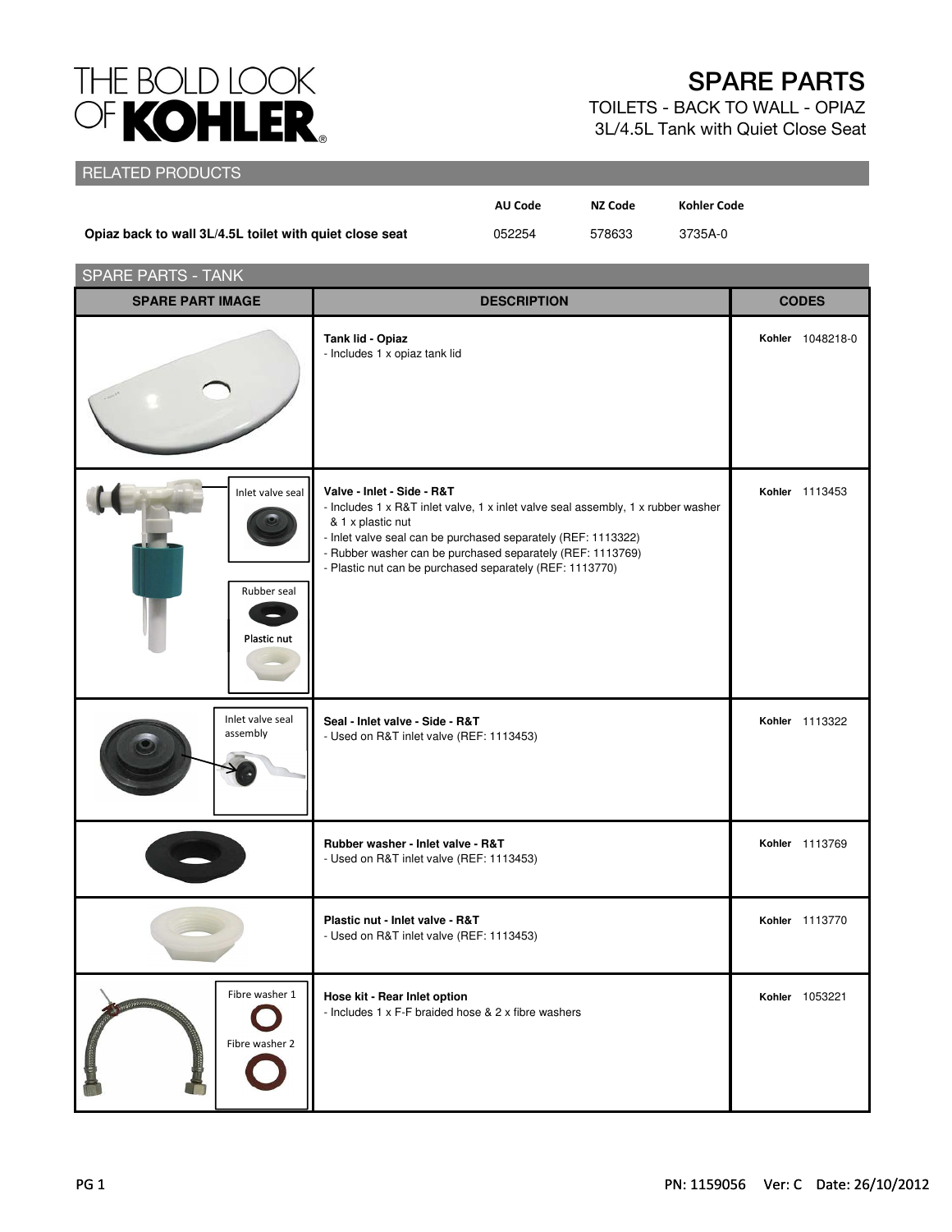# THE BOLD LOOK OF KOHLER

## SPARE PARTS

TOILETS - BACK TO WALL - OPIAZ
3L/4.5L Tank with Quiet Close Seat

## RELATED PRODUCTS

| | AU Code | NZ Code | Kohler Code |
|---|---|---|---|
| **Opiaz back to wall 3L/4.5L toilet with quiet close seat** | 052254 | 578633 | 3735A-0 |

## SPARE PARTS - TANK

| SPARE PART IMAGE | DESCRIPTION | CODES |
|---|---|---|
| | **Tank lid - Opiaz**<br>- Includes 1 x opiaz tank lid | **Kohler** 1048218-0 |
| Inlet valve seal<br>Rubber seal<br>Plastic nut | **Valve - Inlet - Side - R&T**<br>- Includes 1 x R&T inlet valve, 1 x inlet valve seal assembly, 1 x rubber washer & 1 x plastic nut<br>- Inlet valve seal can be purchased separately (REF: 1113322)<br>- Rubber washer can be purchased separately (REF: 1113769)<br>- Plastic nut can be purchased separately (REF: 1113770) | **Kohler** 1113453 |
| Inlet valve seal assembly | **Seal - Inlet valve - Side - R&T**<br>- Used on R&T inlet valve (REF: 1113453) | **Kohler** 1113322 |
| | **Rubber washer - Inlet valve - R&T**<br>- Used on R&T inlet valve (REF: 1113453) | **Kohler** 1113769 |
| | **Plastic nut - Inlet valve - R&T**<br>- Used on R&T inlet valve (REF: 1113453) | **Kohler** 1113770 |
| Fibre washer 1<br>Fibre washer 2 | **Hose kit - Rear Inlet option**<br>- Includes 1 x F-F braided hose & 2 x fibre washers | **Kohler** 1053221 |

PN: 1159056 Ver: C Date: 26/10/2012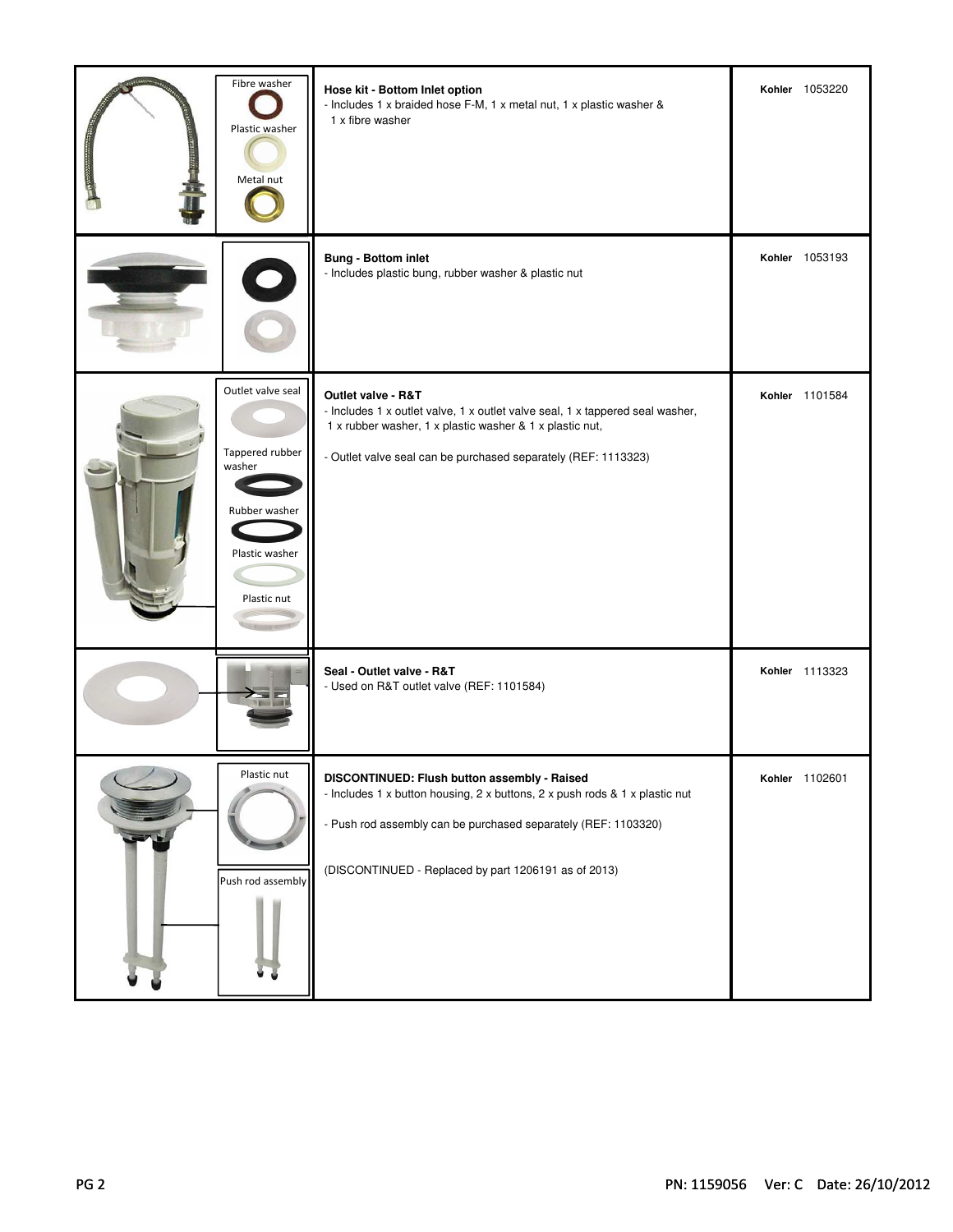| Labels | Description | Part |
| --- | --- | --- |
| Fibre washer, Plastic washer, Metal nut | **Hose kit - Bottom Inlet option**<br>- Includes 1 x braided hose F-M, 1 x metal nut, 1 x plastic washer & 1 x fibre washer | **Kohler** 1053220 |
| | **Bung - Bottom inlet**<br>- Includes plastic bung, rubber washer & plastic nut | **Kohler** 1053193 |
| Outlet valve seal, Tappered rubber washer, Rubber washer, Plastic washer, Plastic nut | **Outlet valve - R&T**<br>- Includes 1 x outlet valve, 1 x outlet valve seal, 1 x tappered seal washer, 1 x rubber washer, 1 x plastic washer & 1 x plastic nut,<br><br>- Outlet valve seal can be purchased separately (REF: 1113323) | **Kohler** 1101584 |
| | **Seal - Outlet valve - R&T**<br>- Used on R&T outlet valve (REF: 1101584) | **Kohler** 1113323 |
| Plastic nut, Push rod assembly | **DISCONTINUED: Flush button assembly - Raised**<br>- Includes 1 x button housing, 2 x buttons, 2 x push rods & 1 x plastic nut<br><br>- Push rod assembly can be purchased separately (REF: 1103320)<br><br>(DISCONTINUED - Replaced by part 1206191 as of 2013) | **Kohler** 1102601 |

PN: 1159056 Ver: C Date: 26/10/2012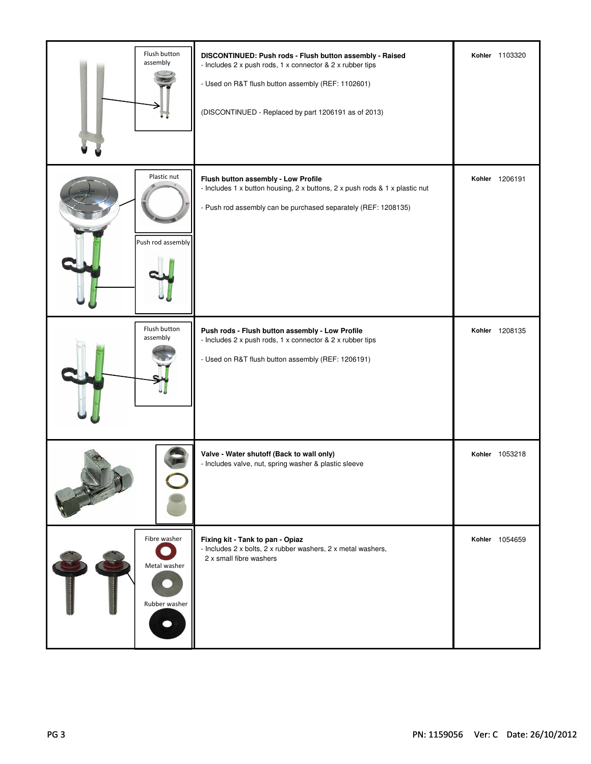| | Description | Brand | Part No. |
|---|---|---|---|
| Flush button assembly | **DISCONTINUED: Push rods - Flush button assembly - Raised**<br>- Includes 2 x push rods, 1 x connector & 2 x rubber tips<br><br>- Used on R&T flush button assembly (REF: 1102601)<br><br>(DISCONTINUED - Replaced by part 1206191 as of 2013) | **Kohler** | 1103320 |
| Plastic nut<br>Push rod assembly | **Flush button assembly - Low Profile**<br>- Includes 1 x button housing, 2 x buttons, 2 x push rods & 1 x plastic nut<br><br>- Push rod assembly can be purchased separately (REF: 1208135) | **Kohler** | 1206191 |
| Flush button assembly | **Push rods - Flush button assembly - Low Profile**<br>- Includes 2 x push rods, 1 x connector & 2 x rubber tips<br><br>- Used on R&T flush button assembly (REF: 1206191) | **Kohler** | 1208135 |
| | **Valve - Water shutoff (Back to wall only)**<br>- Includes valve, nut, spring washer & plastic sleeve | **Kohler** | 1053218 |
| Fibre washer<br>Metal washer<br>Rubber washer | **Fixing kit - Tank to pan - Opiaz**<br>- Includes 2 x bolts, 2 x rubber washers, 2 x metal washers,<br>2 x small fibre washers | **Kohler** | 1054659 |

PN: 1159056 Ver: C Date: 26/10/2012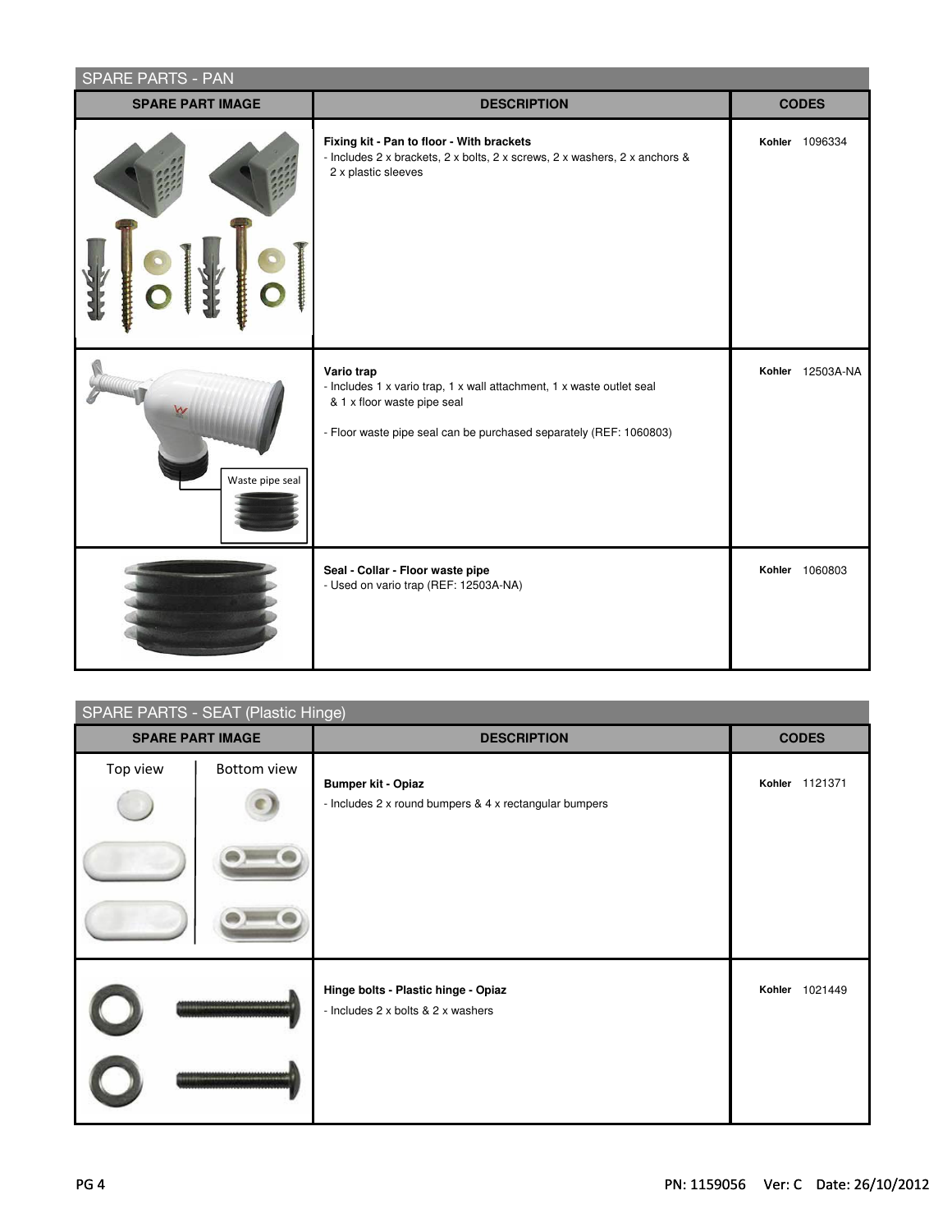## SPARE PARTS - PAN

| SPARE PART IMAGE | DESCRIPTION | CODES |
| --- | --- | --- |
| | **Fixing kit - Pan to floor - With brackets**<br>- Includes 2 x brackets, 2 x bolts, 2 x screws, 2 x washers, 2 x anchors & 2 x plastic sleeves | **Kohler** 1096334 |
| Waste pipe seal | **Vario trap**<br>- Includes 1 x vario trap, 1 x wall attachment, 1 x waste outlet seal & 1 x floor waste pipe seal<br><br>- Floor waste pipe seal can be purchased separately (REF: 1060803) | **Kohler** 12503A-NA |
| | **Seal - Collar - Floor waste pipe**<br>- Used on vario trap (REF: 12503A-NA) | **Kohler** 1060803 |

## SPARE PARTS - SEAT (Plastic Hinge)

| SPARE PART IMAGE | DESCRIPTION | CODES |
| --- | --- | --- |
| Top view / Bottom view | **Bumper kit - Opiaz**<br>- Includes 2 x round bumpers & 4 x rectangular bumpers | **Kohler** 1121371 |
| | **Hinge bolts - Plastic hinge - Opiaz**<br>- Includes 2 x bolts & 2 x washers | **Kohler** 1021449 |

PN: 1159056 Ver: C Date: 26/10/2012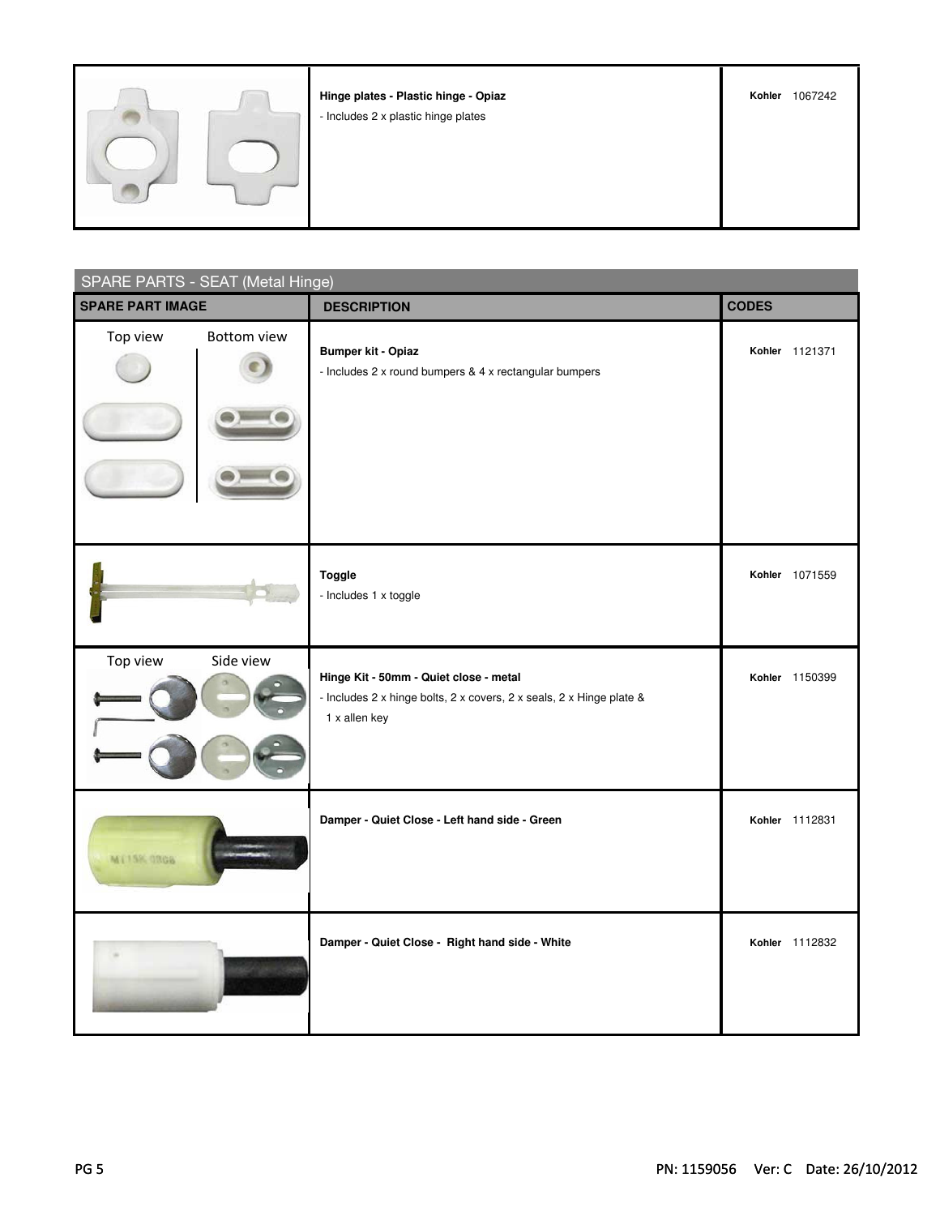| | | |
|---|---|---|
| | **Hinge plates - Plastic hinge - Opiaz**<br>- Includes 2 x plastic hinge plates | **Kohler** 1067242 |

## SPARE PARTS - SEAT (Metal Hinge)

| SPARE PART IMAGE | DESCRIPTION | CODES |
|---|---|---|
| Top view / Bottom view | **Bumper kit - Opiaz**<br>- Includes 2 x round bumpers & 4 x rectangular bumpers | **Kohler** 1121371 |
| | **Toggle**<br>- Includes 1 x toggle | **Kohler** 1071559 |
| Top view / Side view | **Hinge Kit - 50mm - Quiet close - metal**<br>- Includes 2 x hinge bolts, 2 x covers, 2 x seals, 2 x Hinge plate & 1 x allen key | **Kohler** 1150399 |
| | **Damper - Quiet Close - Left hand side - Green** | **Kohler** 1112831 |
| | **Damper - Quiet Close - Right hand side - White** | **Kohler** 1112832 |

PN: 1159056 Ver: C Date: 26/10/2012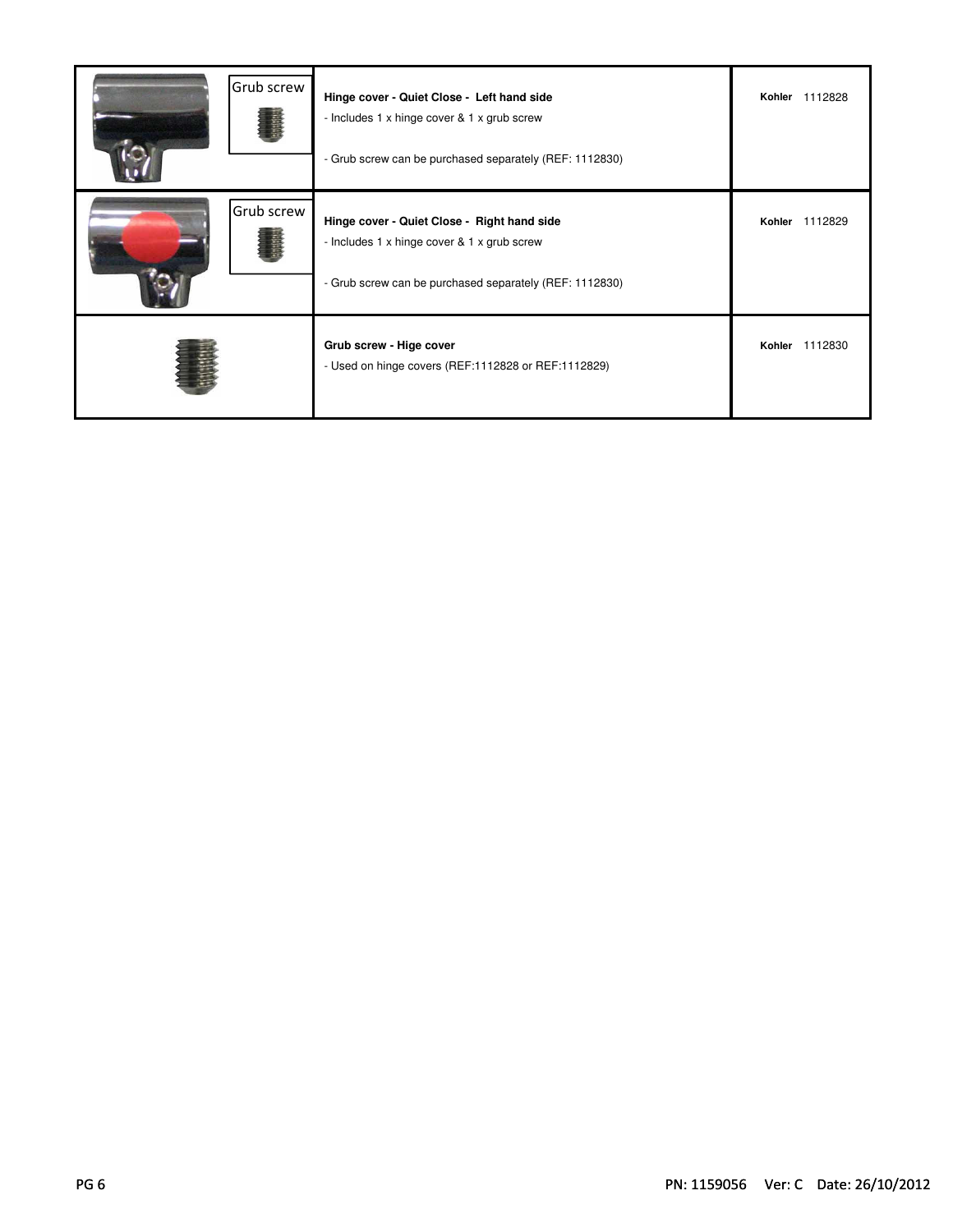| | | |
|---|---|---|
| Grub screw | **Hinge cover - Quiet Close - Left hand side**<br>- Includes 1 x hinge cover & 1 x grub screw<br><br>- Grub screw can be purchased separately (REF: 1112830) | **Kohler** 1112828 |
| Grub screw | **Hinge cover - Quiet Close - Right hand side**<br>- Includes 1 x hinge cover & 1 x grub screw<br><br>- Grub screw can be purchased separately (REF: 1112830) | **Kohler** 1112829 |
| | **Grub screw - Hige cover**<br>- Used on hinge covers (REF:1112828 or REF:1112829) | **Kohler** 1112830 |

PN: 1159056 Ver: C Date: 26/10/2012